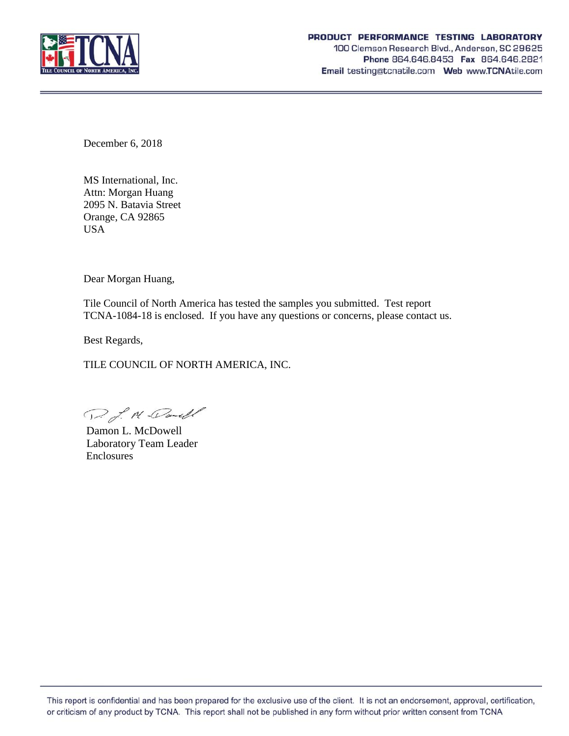**PRODUCT PERFORMANCE TESTING LABORATORY**
100 Clemson Research Blvd., Anderson, SC 29625
**Phone** 864.646.8453 **Fax** 864.646.2821
**Email** testing@tcnatile.com **Web** www.TCNAtile.com

December 6, 2018

MS International, Inc.
Attn: Morgan Huang
2095 N. Batavia Street
Orange, CA 92865
USA

Dear Morgan Huang,

Tile Council of North America has tested the samples you submitted. Test report TCNA-1084-18 is enclosed. If you have any questions or concerns, please contact us.

Best Regards,

TILE COUNCIL OF NORTH AMERICA, INC.

Damon L. McDowell
Laboratory Team Leader
Enclosures

This report is confidential and has been prepared for the exclusive use of the client. It is not an endorsement, approval, certification, or criticism of any product by TCNA. This report shall not be published in any form without prior written consent from TCNA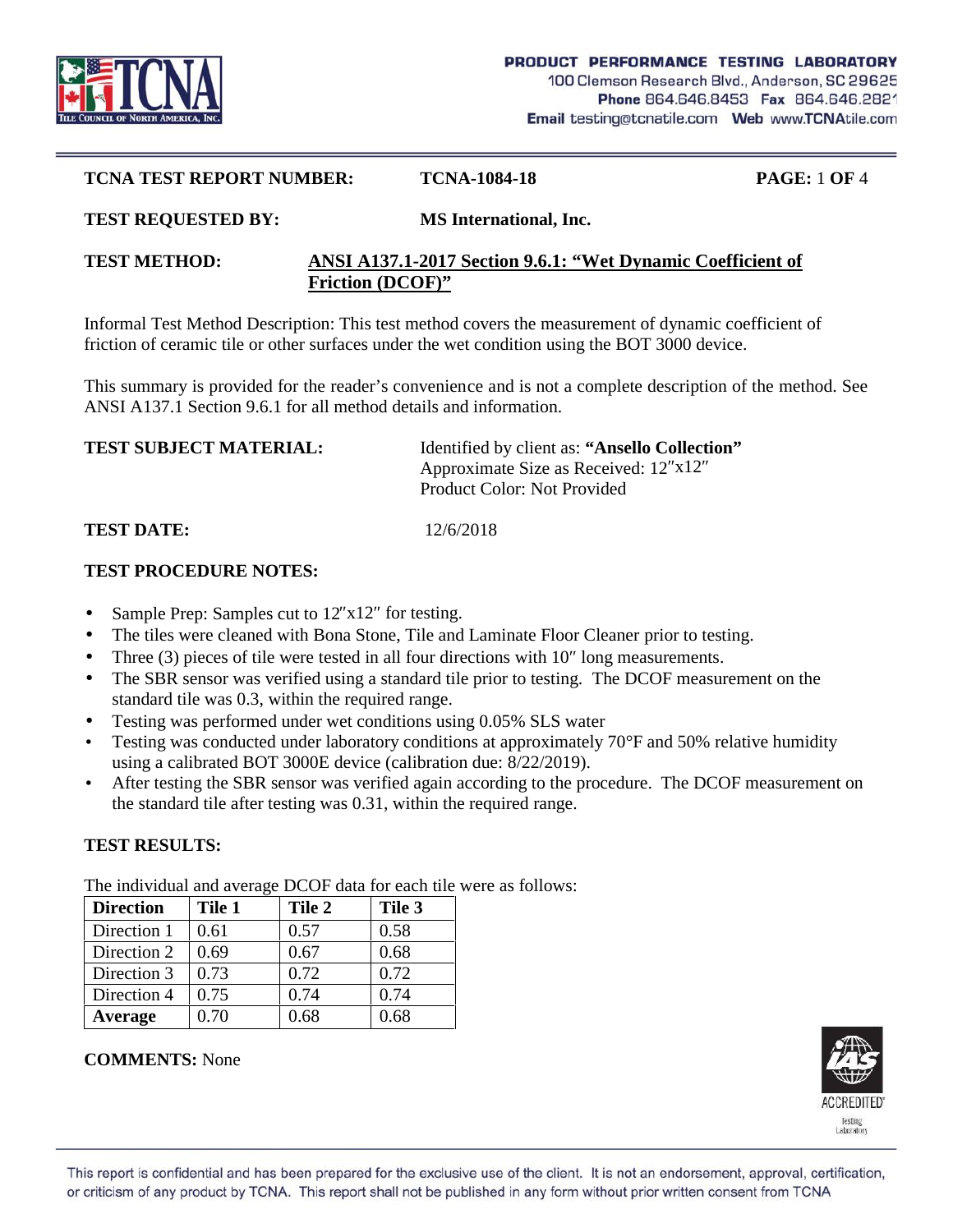**PRODUCT PERFORMANCE TESTING LABORATORY**
100 Clemson Research Blvd., Anderson, SC 29625
**Phone** 864.646.8453 **Fax** 864.646.2821
**Email** testing@tcnatile.com **Web** www.TCNAtile.com

**TCNA TEST REPORT NUMBER:** **TCNA-1084-18**

**TEST REQUESTED BY:** **MS International, Inc.**

**TEST METHOD:** **ANSI A137.1-2017 Section 9.6.1: "Wet Dynamic Coefficient of Friction (DCOF)"**

Informal Test Method Description: This test method covers the measurement of dynamic coefficient of friction of ceramic tile or other surfaces under the wet condition using the BOT 3000 device.

This summary is provided for the reader's convenience and is not a complete description of the method. See ANSI A137.1 Section 9.6.1 for all method details and information.

**TEST SUBJECT MATERIAL:** Identified by client as: **"Ansello Collection"**
Approximate Size as Received: 12″x12″
Product Color: Not Provided

**TEST DATE:** 12/6/2018

**TEST PROCEDURE NOTES:**

- Sample Prep: Samples cut to 12″x12″ for testing.
- The tiles were cleaned with Bona Stone, Tile and Laminate Floor Cleaner prior to testing.
- Three (3) pieces of tile were tested in all four directions with 10″ long measurements.
- The SBR sensor was verified using a standard tile prior to testing. The DCOF measurement on the standard tile was 0.3, within the required range.
- Testing was performed under wet conditions using 0.05% SLS water
- Testing was conducted under laboratory conditions at approximately 70°F and 50% relative humidity using a calibrated BOT 3000E device (calibration due: 8/22/2019).
- After testing the SBR sensor was verified again according to the procedure. The DCOF measurement on the standard tile after testing was 0.31, within the required range.

**TEST RESULTS:**

The individual and average DCOF data for each tile were as follows:

| Direction | Tile 1 | Tile 2 | Tile 3 |
|---|---|---|---|
| Direction 1 | 0.61 | 0.57 | 0.58 |
| Direction 2 | 0.69 | 0.67 | 0.68 |
| Direction 3 | 0.73 | 0.72 | 0.72 |
| Direction 4 | 0.75 | 0.74 | 0.74 |
| **Average** | 0.70 | 0.68 | 0.68 |

**COMMENTS:** None

This report is confidential and has been prepared for the exclusive use of the client. It is not an endorsement, approval, certification, or criticism of any product by TCNA. This report shall not be published in any form without prior written consent from TCNA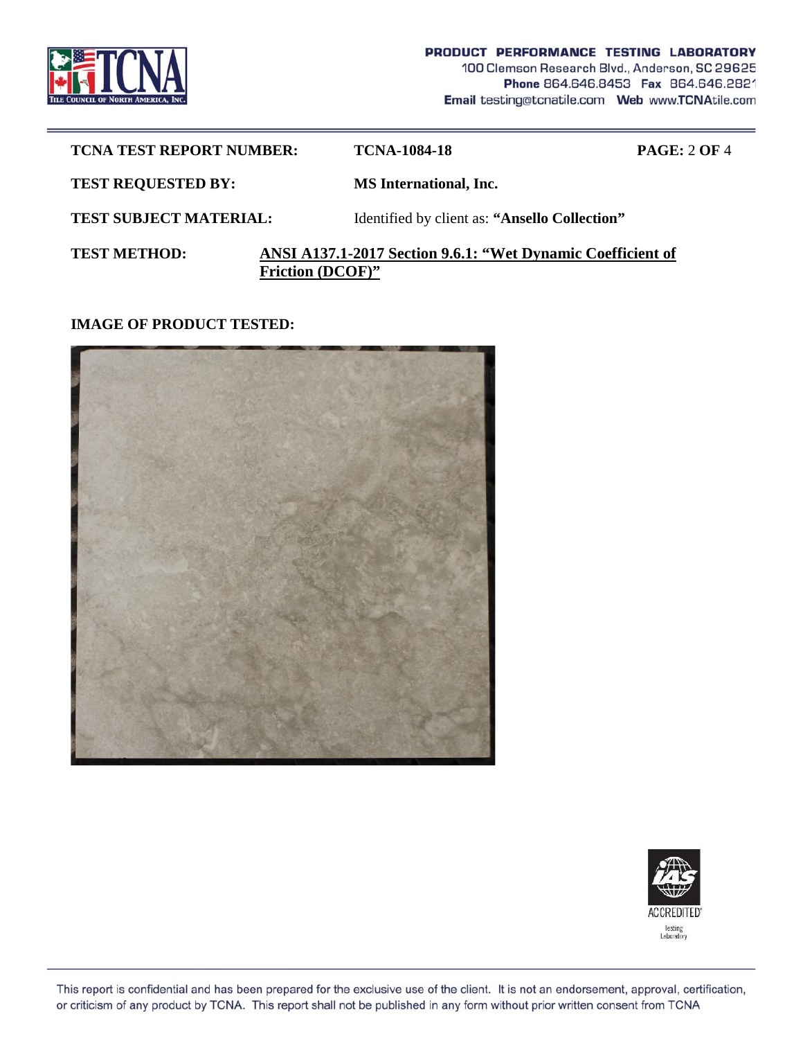| | | |
|---|---|---|
| **TCNA TEST REPORT NUMBER:** | **TCNA-1084-18** | **PAGE:** 2 **OF** 4 |
| **TEST REQUESTED BY:** | **MS International, Inc.** | |
| **TEST SUBJECT MATERIAL:** | Identified by client as: **"Ansello Collection"** | |

**TEST METHOD:** **ANSI A137.1-2017 Section 9.6.1: "Wet Dynamic Coefficient of Friction (DCOF)"**

**IMAGE OF PRODUCT TESTED:**

This report is confidential and has been prepared for the exclusive use of the client. It is not an endorsement, approval, certification, or criticism of any product by TCNA. This report shall not be published in any form without prior written consent from TCNA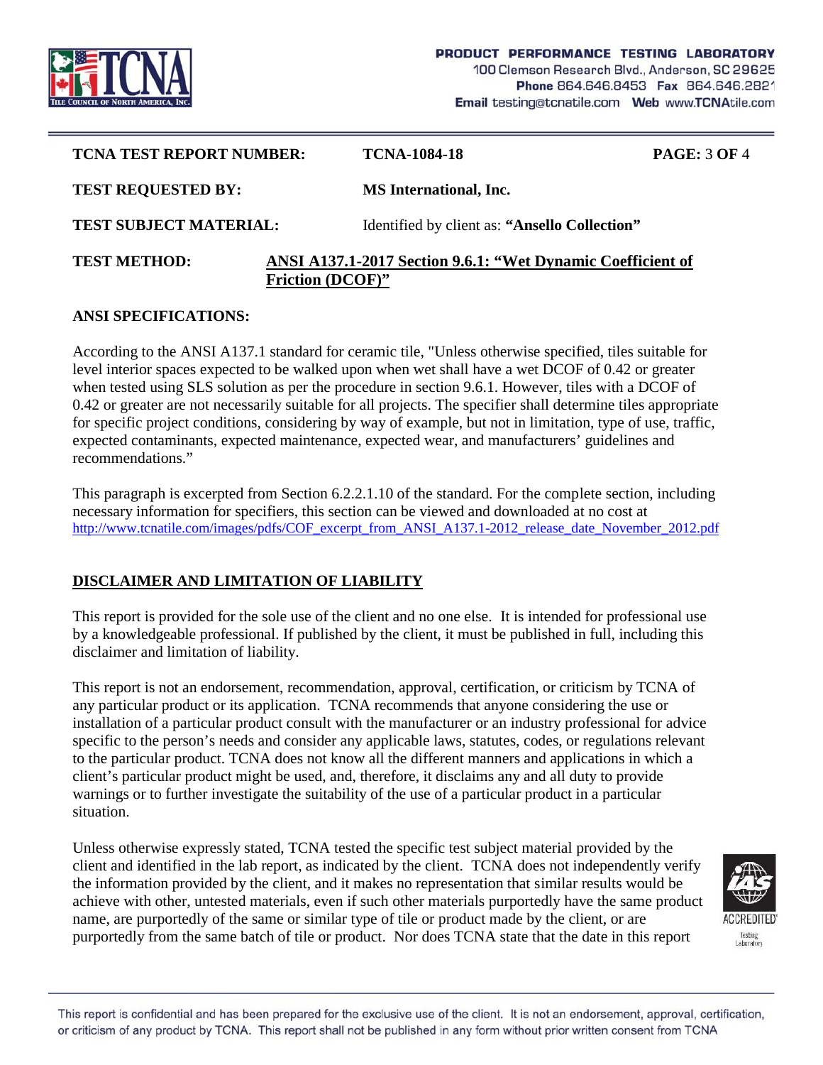**TCNA TEST REPORT NUMBER:** **TCNA-1084-18**

**TEST REQUESTED BY:** **MS International, Inc.**

**TEST SUBJECT MATERIAL:** Identified by client as: **"Ansello Collection"**

**TEST METHOD:** **ANSI A137.1-2017 Section 9.6.1: "Wet Dynamic Coefficient of Friction (DCOF)"**

## ANSI SPECIFICATIONS:

According to the ANSI A137.1 standard for ceramic tile, "Unless otherwise specified, tiles suitable for level interior spaces expected to be walked upon when wet shall have a wet DCOF of 0.42 or greater when tested using SLS solution as per the procedure in section 9.6.1. However, tiles with a DCOF of 0.42 or greater are not necessarily suitable for all projects. The specifier shall determine tiles appropriate for specific project conditions, considering by way of example, but not in limitation, type of use, traffic, expected contaminants, expected maintenance, expected wear, and manufacturers' guidelines and recommendations."

This paragraph is excerpted from Section 6.2.2.1.10 of the standard. For the complete section, including necessary information for specifiers, this section can be viewed and downloaded at no cost at http://www.tcnatile.com/images/pdfs/COF_excerpt_from_ANSI_A137.1-2012_release_date_November_2012.pdf

## DISCLAIMER AND LIMITATION OF LIABILITY

This report is provided for the sole use of the client and no one else. It is intended for professional use by a knowledgeable professional. If published by the client, it must be published in full, including this disclaimer and limitation of liability.

This report is not an endorsement, recommendation, approval, certification, or criticism by TCNA of any particular product or its application. TCNA recommends that anyone considering the use or installation of a particular product consult with the manufacturer or an industry professional for advice specific to the person's needs and consider any applicable laws, statutes, codes, or regulations relevant to the particular product. TCNA does not know all the different manners and applications in which a client's particular product might be used, and, therefore, it disclaims any and all duty to provide warnings or to further investigate the suitability of the use of a particular product in a particular situation.

Unless otherwise expressly stated, TCNA tested the specific test subject material provided by the client and identified in the lab report, as indicated by the client. TCNA does not independently verify the information provided by the client, and it makes no representation that similar results would be achieve with other, untested materials, even if such other materials purportedly have the same product name, are purportedly of the same or similar type of tile or product made by the client, or are purportedly from the same batch of tile or product. Nor does TCNA state that the date in this report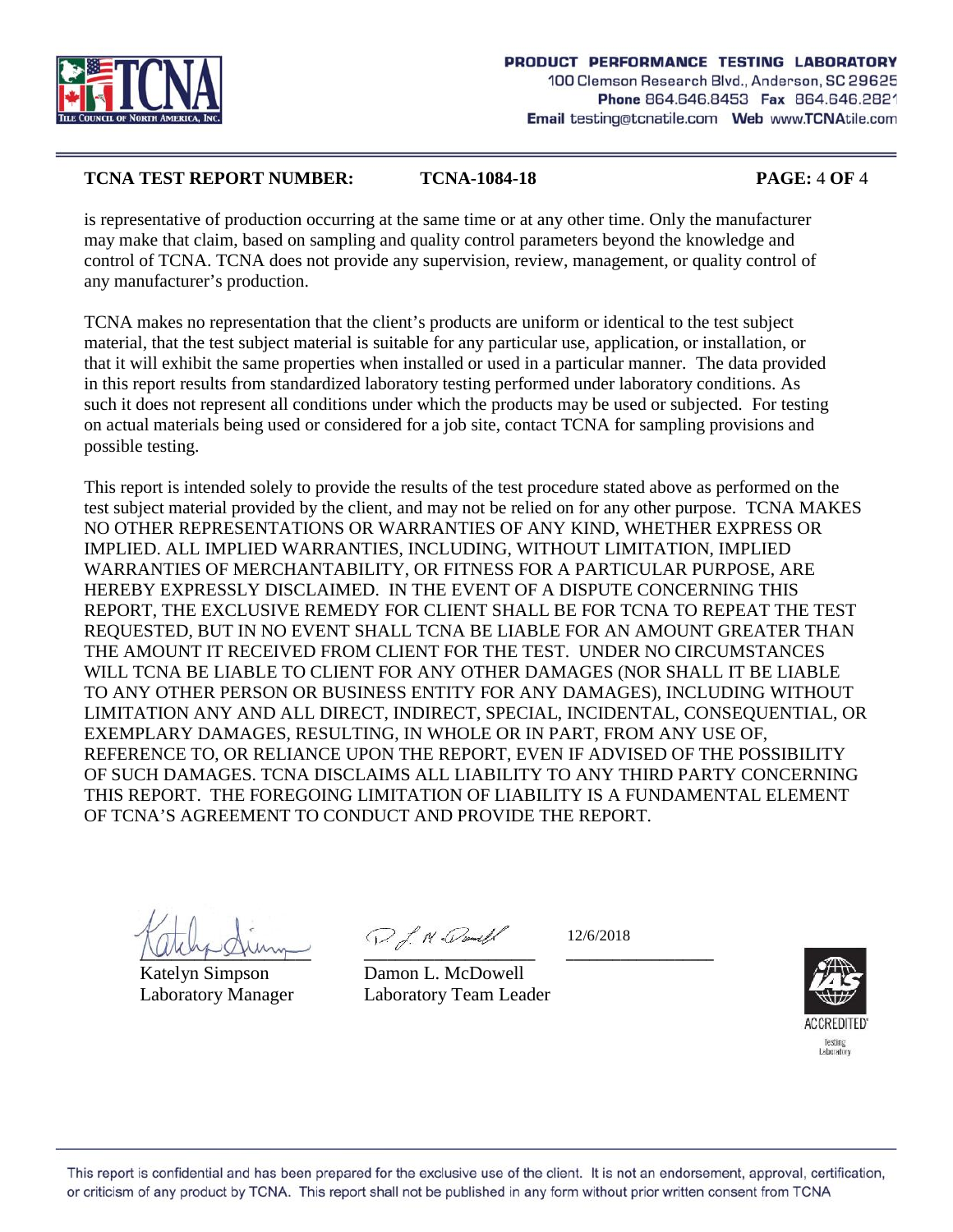**TCNA TEST REPORT NUMBER:** **TCNA-1084-18** **PAGE:** 4 **OF** 4

is representative of production occurring at the same time or at any other time. Only the manufacturer may make that claim, based on sampling and quality control parameters beyond the knowledge and control of TCNA. TCNA does not provide any supervision, review, management, or quality control of any manufacturer's production.

TCNA makes no representation that the client's products are uniform or identical to the test subject material, that the test subject material is suitable for any particular use, application, or installation, or that it will exhibit the same properties when installed or used in a particular manner. The data provided in this report results from standardized laboratory testing performed under laboratory conditions. As such it does not represent all conditions under which the products may be used or subjected. For testing on actual materials being used or considered for a job site, contact TCNA for sampling provisions and possible testing.

This report is intended solely to provide the results of the test procedure stated above as performed on the test subject material provided by the client, and may not be relied on for any other purpose. TCNA MAKES NO OTHER REPRESENTATIONS OR WARRANTIES OF ANY KIND, WHETHER EXPRESS OR IMPLIED. ALL IMPLIED WARRANTIES, INCLUDING, WITHOUT LIMITATION, IMPLIED WARRANTIES OF MERCHANTABILITY, OR FITNESS FOR A PARTICULAR PURPOSE, ARE HEREBY EXPRESSLY DISCLAIMED. IN THE EVENT OF A DISPUTE CONCERNING THIS REPORT, THE EXCLUSIVE REMEDY FOR CLIENT SHALL BE FOR TCNA TO REPEAT THE TEST REQUESTED, BUT IN NO EVENT SHALL TCNA BE LIABLE FOR AN AMOUNT GREATER THAN THE AMOUNT IT RECEIVED FROM CLIENT FOR THE TEST. UNDER NO CIRCUMSTANCES WILL TCNA BE LIABLE TO CLIENT FOR ANY OTHER DAMAGES (NOR SHALL IT BE LIABLE TO ANY OTHER PERSON OR BUSINESS ENTITY FOR ANY DAMAGES), INCLUDING WITHOUT LIMITATION ANY AND ALL DIRECT, INDIRECT, SPECIAL, INCIDENTAL, CONSEQUENTIAL, OR EXEMPLARY DAMAGES, RESULTING, IN WHOLE OR IN PART, FROM ANY USE OF, REFERENCE TO, OR RELIANCE UPON THE REPORT, EVEN IF ADVISED OF THE POSSIBILITY OF SUCH DAMAGES. TCNA DISCLAIMS ALL LIABILITY TO ANY THIRD PARTY CONCERNING THIS REPORT. THE FOREGOING LIMITATION OF LIABILITY IS A FUNDAMENTAL ELEMENT OF TCNA'S AGREEMENT TO CONDUCT AND PROVIDE THE REPORT.

| | | |
|---|---|---|
| Katelyn Simpson | Damon L. McDowell | 12/6/2018 |
| Laboratory Manager | Laboratory Team Leader | |

This report is confidential and has been prepared for the exclusive use of the client. It is not an endorsement, approval, certification, or criticism of any product by TCNA. This report shall not be published in any form without prior written consent from TCNA